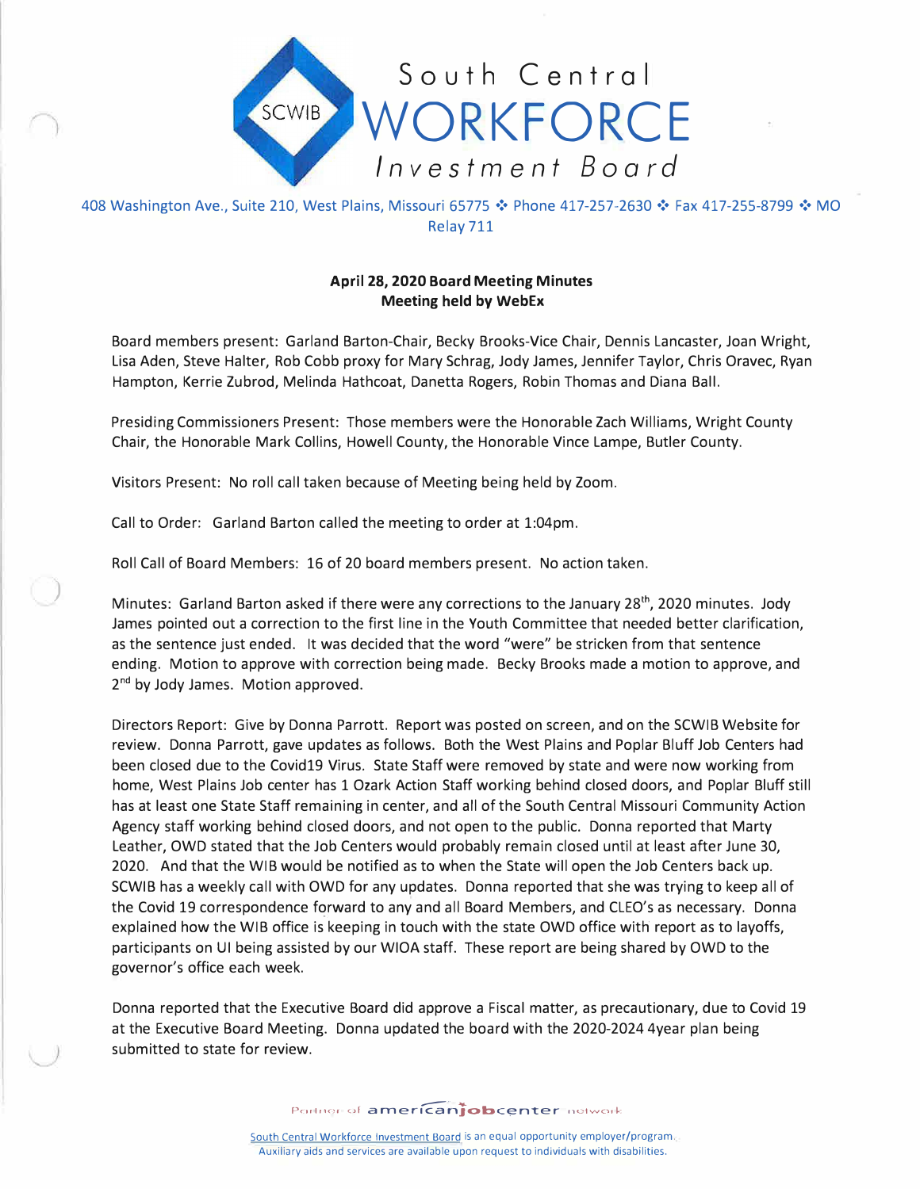# South Central WORKFORCE Investment Board

408 Washington Ave., Suite 210, West Plains, Missouri 65775 ❖ Phone 417-257-2630 ❖ Fax 417-255-8799 ❖ MO Relay 711

**April 28, 2020 Board Meeting Minutes**
**Meeting held by WebEx**

Board members present: Garland Barton-Chair, Becky Brooks-Vice Chair, Dennis Lancaster, Joan Wright, Lisa Aden, Steve Halter, Rob Cobb proxy for Mary Schrag, Jody James, Jennifer Taylor, Chris Oravec, Ryan Hampton, Kerrie Zubrod, Melinda Hathcoat, Danetta Rogers, Robin Thomas and Diana Ball.

Presiding Commissioners Present: Those members were the Honorable Zach Williams, Wright County Chair, the Honorable Mark Collins, Howell County, the Honorable Vince Lampe, Butler County.

Visitors Present: No roll call taken because of Meeting being held by Zoom.

Call to Order: Garland Barton called the meeting to order at 1:04pm.

Roll Call of Board Members: 16 of 20 board members present. No action taken.

Minutes: Garland Barton asked if there were any corrections to the January 28th, 2020 minutes. Jody James pointed out a correction to the first line in the Youth Committee that needed better clarification, as the sentence just ended. It was decided that the word "were" be stricken from that sentence ending. Motion to approve with correction being made. Becky Brooks made a motion to approve, and 2nd by Jody James. Motion approved.

Directors Report: Give by Donna Parrott. Report was posted on screen, and on the SCWIB Website for review. Donna Parrott, gave updates as follows. Both the West Plains and Poplar Bluff Job Centers had been closed due to the Covid19 Virus. State Staff were removed by state and were now working from home, West Plains Job center has 1 Ozark Action Staff working behind closed doors, and Poplar Bluff still has at least one State Staff remaining in center, and all of the South Central Missouri Community Action Agency staff working behind closed doors, and not open to the public. Donna reported that Marty Leather, OWD stated that the Job Centers would probably remain closed until at least after June 30, 2020. And that the WIB would be notified as to when the State will open the Job Centers back up. SCWIB has a weekly call with OWD for any updates. Donna reported that she was trying to keep all of the Covid 19 correspondence forward to any and all Board Members, and CLEO's as necessary. Donna explained how the WIB office is keeping in touch with the state OWD office with report as to layoffs, participants on UI being assisted by our WIOA staff. These report are being shared by OWD to the governor's office each week.

Donna reported that the Executive Board did approve a Fiscal matter, as precautionary, due to Covid 19 at the Executive Board Meeting. Donna updated the board with the 2020-2024 4year plan being submitted to state for review.

Partner of americanjobcenter network

South Central Workforce Investment Board is an equal opportunity employer/program. Auxiliary aids and services are available upon request to individuals with disabilities.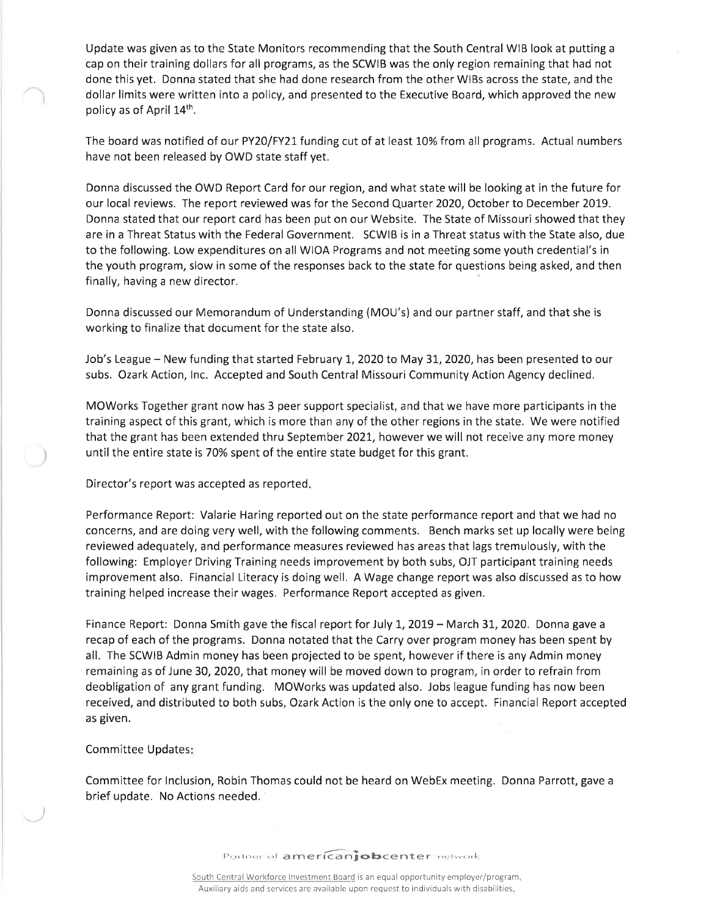Update was given as to the State Monitors recommending that the South Central WIB look at putting a cap on their training dollars for all programs, as the SCWIB was the only region remaining that had not done this yet. Donna stated that she had done research from the other WIBs across the state, and the dollar limits were written into a policy, and presented to the Executive Board, which approved the new policy as of April 14th.

The board was notified of our PY20/FY21 funding cut of at least 10% from all programs. Actual numbers have not been released by OWD state staff yet.

Donna discussed the OWD Report Card for our region, and what state will be looking at in the future for our local reviews. The report reviewed was for the Second Quarter 2020, October to December 2019. Donna stated that our report card has been put on our Website. The State of Missouri showed that they are in a Threat Status with the Federal Government. SCWIB is in a Threat status with the State also, due to the following. Low expenditures on all WIOA Programs and not meeting some youth credential's in the youth program, slow in some of the responses back to the state for questions being asked, and then finally, having a new director.

Donna discussed our Memorandum of Understanding (MOU's) and our partner staff, and that she is working to finalize that document for the state also.

Job's League – New funding that started February 1, 2020 to May 31, 2020, has been presented to our subs. Ozark Action, Inc. Accepted and South Central Missouri Community Action Agency declined.

MOWorks Together grant now has 3 peer support specialist, and that we have more participants in the training aspect of this grant, which is more than any of the other regions in the state. We were notified that the grant has been extended thru September 2021, however we will not receive any more money until the entire state is 70% spent of the entire state budget for this grant.

Director's report was accepted as reported.

Performance Report: Valarie Haring reported out on the state performance report and that we had no concerns, and are doing very well, with the following comments. Bench marks set up locally were being reviewed adequately, and performance measures reviewed has areas that lags tremulously, with the following: Employer Driving Training needs improvement by both subs, OJT participant training needs improvement also. Financial Literacy is doing well. A Wage change report was also discussed as to how training helped increase their wages. Performance Report accepted as given.

Finance Report: Donna Smith gave the fiscal report for July 1, 2019 – March 31, 2020. Donna gave a recap of each of the programs. Donna notated that the Carry over program money has been spent by all. The SCWIB Admin money has been projected to be spent, however if there is any Admin money remaining as of June 30, 2020, that money will be moved down to program, in order to refrain from deobligation of any grant funding. MOWorks was updated also. Jobs league funding has now been received, and distributed to both subs, Ozark Action is the only one to accept. Financial Report accepted as given.

Committee Updates:

Committee for Inclusion, Robin Thomas could not be heard on WebEx meeting. Donna Parrott, gave a brief update. No Actions needed.

Partner of americanjobcenter network

South Central Workforce Investment Board is an equal opportunity employer/program.
Auxiliary aids and services are available upon request to individuals with disabilities.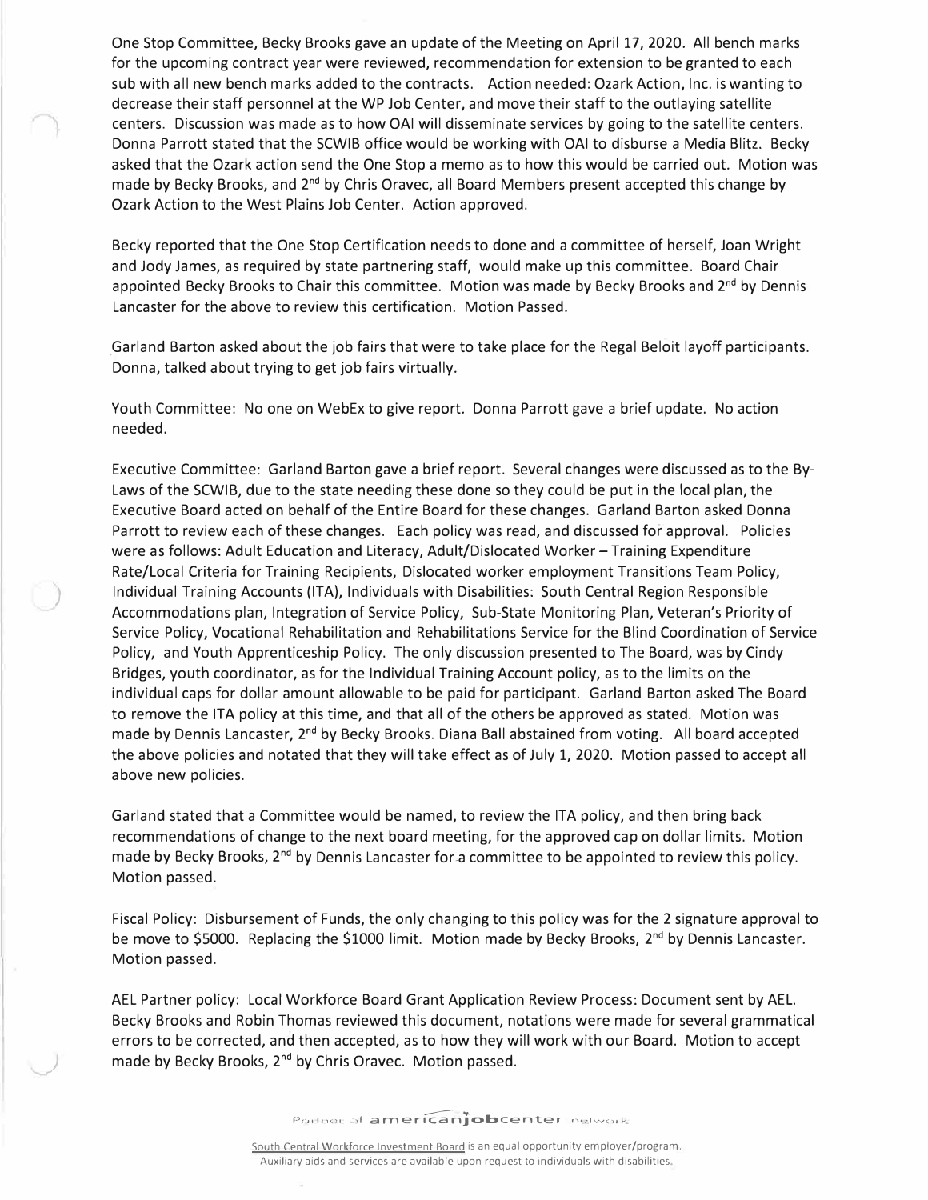One Stop Committee, Becky Brooks gave an update of the Meeting on April 17, 2020. All bench marks for the upcoming contract year were reviewed, recommendation for extension to be granted to each sub with all new bench marks added to the contracts. Action needed: Ozark Action, Inc. is wanting to decrease their staff personnel at the WP Job Center, and move their staff to the outlaying satellite centers. Discussion was made as to how OAI will disseminate services by going to the satellite centers. Donna Parrott stated that the SCWIB office would be working with OAI to disburse a Media Blitz. Becky asked that the Ozark action send the One Stop a memo as to how this would be carried out. Motion was made by Becky Brooks, and 2nd by Chris Oravec, all Board Members present accepted this change by Ozark Action to the West Plains Job Center. Action approved.

Becky reported that the One Stop Certification needs to done and a committee of herself, Joan Wright and Jody James, as required by state partnering staff, would make up this committee. Board Chair appointed Becky Brooks to Chair this committee. Motion was made by Becky Brooks and 2nd by Dennis Lancaster for the above to review this certification. Motion Passed.

Garland Barton asked about the job fairs that were to take place for the Regal Beloit layoff participants. Donna, talked about trying to get job fairs virtually.

Youth Committee: No one on WebEx to give report. Donna Parrott gave a brief update. No action needed.

Executive Committee: Garland Barton gave a brief report. Several changes were discussed as to the By-Laws of the SCWIB, due to the state needing these done so they could be put in the local plan, the Executive Board acted on behalf of the Entire Board for these changes. Garland Barton asked Donna Parrott to review each of these changes. Each policy was read, and discussed for approval. Policies were as follows: Adult Education and Literacy, Adult/Dislocated Worker – Training Expenditure Rate/Local Criteria for Training Recipients, Dislocated worker employment Transitions Team Policy, Individual Training Accounts (ITA), Individuals with Disabilities: South Central Region Responsible Accommodations plan, Integration of Service Policy, Sub-State Monitoring Plan, Veteran's Priority of Service Policy, Vocational Rehabilitation and Rehabilitations Service for the Blind Coordination of Service Policy, and Youth Apprenticeship Policy. The only discussion presented to The Board, was by Cindy Bridges, youth coordinator, as for the Individual Training Account policy, as to the limits on the individual caps for dollar amount allowable to be paid for participant. Garland Barton asked The Board to remove the ITA policy at this time, and that all of the others be approved as stated. Motion was made by Dennis Lancaster, 2nd by Becky Brooks. Diana Ball abstained from voting. All board accepted the above policies and notated that they will take effect as of July 1, 2020. Motion passed to accept all above new policies.

Garland stated that a Committee would be named, to review the ITA policy, and then bring back recommendations of change to the next board meeting, for the approved cap on dollar limits. Motion made by Becky Brooks, 2nd by Dennis Lancaster for a committee to be appointed to review this policy. Motion passed.

Fiscal Policy: Disbursement of Funds, the only changing to this policy was for the 2 signature approval to be move to $5000. Replacing the $1000 limit. Motion made by Becky Brooks, 2nd by Dennis Lancaster. Motion passed.

AEL Partner policy: Local Workforce Board Grant Application Review Process: Document sent by AEL. Becky Brooks and Robin Thomas reviewed this document, notations were made for several grammatical errors to be corrected, and then accepted, as to how they will work with our Board. Motion to accept made by Becky Brooks, 2nd by Chris Oravec. Motion passed.

Partner of americanjobcenter network

South Central Workforce Investment Board is an equal opportunity employer/program. Auxiliary aids and services are available upon request to individuals with disabilities.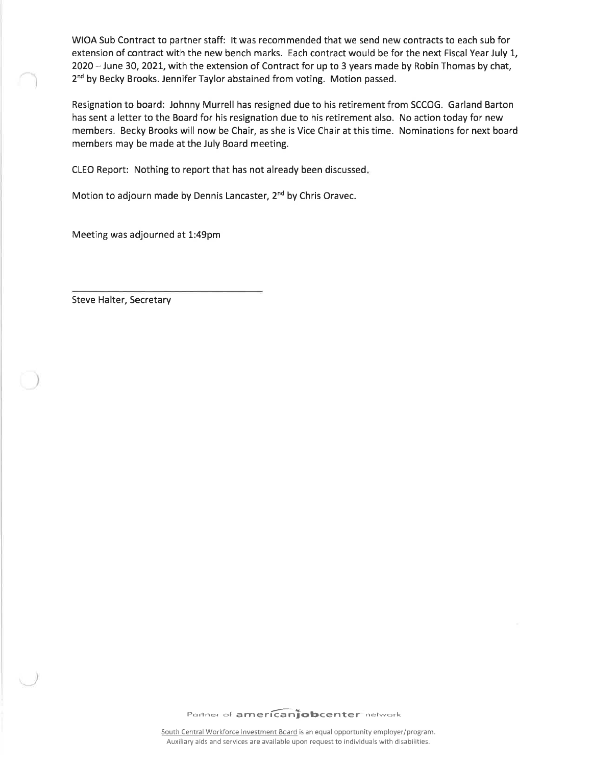WIOA Sub Contract to partner staff: It was recommended that we send new contracts to each sub for extension of contract with the new bench marks. Each contract would be for the next Fiscal Year July 1, 2020 – June 30, 2021, with the extension of Contract for up to 3 years made by Robin Thomas by chat, 2nd by Becky Brooks. Jennifer Taylor abstained from voting. Motion passed.

Resignation to board: Johnny Murrell has resigned due to his retirement from SCCOG. Garland Barton has sent a letter to the Board for his resignation due to his retirement also. No action today for new members. Becky Brooks will now be Chair, as she is Vice Chair at this time. Nominations for next board members may be made at the July Board meeting.

CLEO Report: Nothing to report that has not already been discussed.

Motion to adjourn made by Dennis Lancaster, 2nd by Chris Oravec.

Meeting was adjourned at 1:49pm

______________________________

Steve Halter, Secretary

Partner of americanjobcenter network

South Central Workforce Investment Board is an equal opportunity employer/program.
Auxiliary aids and services are available upon request to individuals with disabilities.